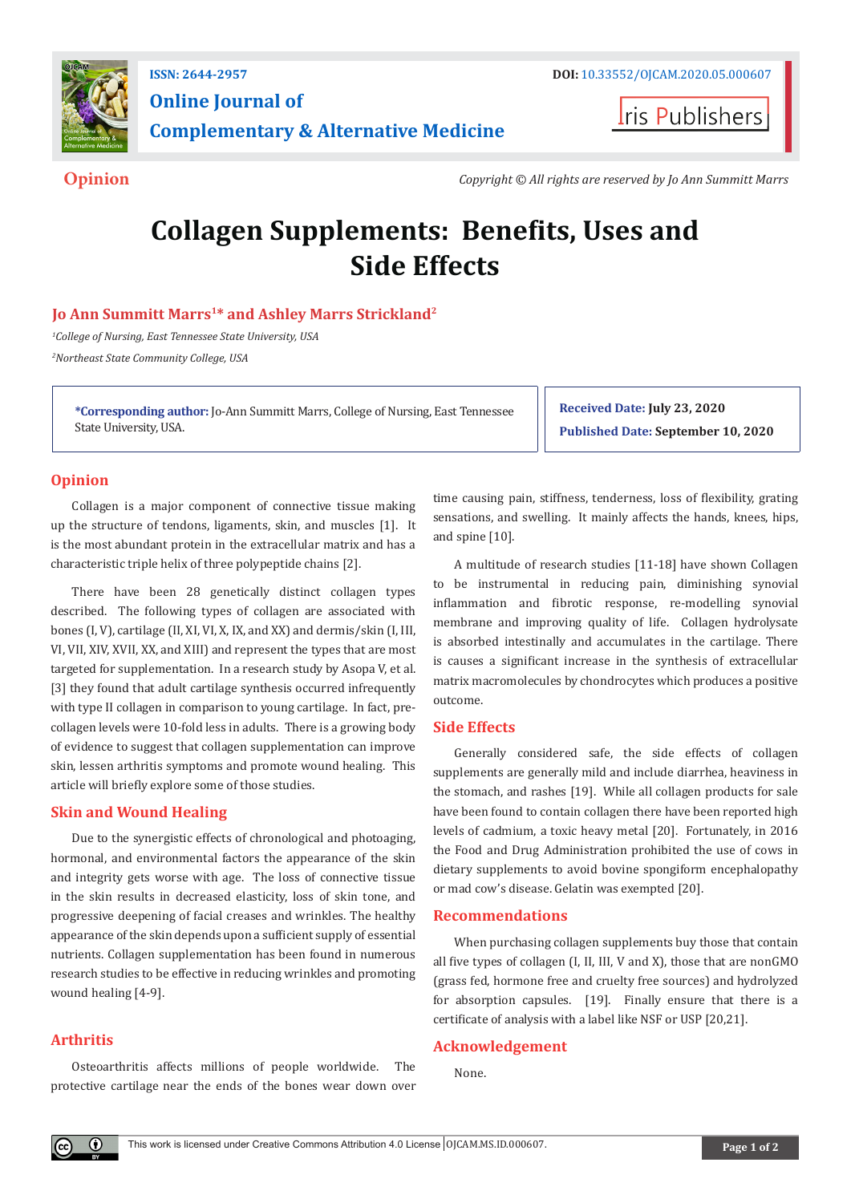ISSN: 2644-2957 DOI: 10.33552/OJCAM.2020.05.000607

**Online Journal of Complementary & Alternative Medicine**

Iris Publishers

**Opinion**

*Copyright © All rights are reserved by Jo Ann Summitt Marrs*

# Collagen Supplements: Benefits, Uses and Side Effects

**Jo Ann Summitt Marrs[1]* and Ashley Marrs Strickland[2]**

*[1]College of Nursing, East Tennessee State University, USA*

*[2]Northeast State Community College, USA*

***Corresponding author:** Jo-Ann Summitt Marrs, College of Nursing, East Tennessee State University, USA.

**Received Date:** July 23, 2020

**Published Date:** September 10, 2020

## Opinion

Collagen is a major component of connective tissue making up the structure of tendons, ligaments, skin, and muscles [1]. It is the most abundant protein in the extracellular matrix and has a characteristic triple helix of three polypeptide chains [2].

There have been 28 genetically distinct collagen types described. The following types of collagen are associated with bones (I, V), cartilage (II, XI, VI, X, IX, and XX) and dermis/skin (I, III, VI, VII, XIV, XVII, XX, and XIII) and represent the types that are most targeted for supplementation. In a research study by Asopa V, et al. [3] they found that adult cartilage synthesis occurred infrequently with type II collagen in comparison to young cartilage. In fact, pre-collagen levels were 10-fold less in adults. There is a growing body of evidence to suggest that collagen supplementation can improve skin, lessen arthritis symptoms and promote wound healing. This article will briefly explore some of those studies.

## Skin and Wound Healing

Due to the synergistic effects of chronological and photoaging, hormonal, and environmental factors the appearance of the skin and integrity gets worse with age. The loss of connective tissue in the skin results in decreased elasticity, loss of skin tone, and progressive deepening of facial creases and wrinkles. The healthy appearance of the skin depends upon a sufficient supply of essential nutrients. Collagen supplementation has been found in numerous research studies to be effective in reducing wrinkles and promoting wound healing [4-9].

## Arthritis

Osteoarthritis affects millions of people worldwide. The protective cartilage near the ends of the bones wear down over time causing pain, stiffness, tenderness, loss of flexibility, grating sensations, and swelling. It mainly affects the hands, knees, hips, and spine [10].

A multitude of research studies [11-18] have shown Collagen to be instrumental in reducing pain, diminishing synovial inflammation and fibrotic response, re-modelling synovial membrane and improving quality of life. Collagen hydrolysate is absorbed intestinally and accumulates in the cartilage. There is causes a significant increase in the synthesis of extracellular matrix macromolecules by chondrocytes which produces a positive outcome.

## Side Effects

Generally considered safe, the side effects of collagen supplements are generally mild and include diarrhea, heaviness in the stomach, and rashes [19]. While all collagen products for sale have been found to contain collagen there have been reported high levels of cadmium, a toxic heavy metal [20]. Fortunately, in 2016 the Food and Drug Administration prohibited the use of cows in dietary supplements to avoid bovine spongiform encephalopathy or mad cow's disease. Gelatin was exempted [20].

## Recommendations

When purchasing collagen supplements buy those that contain all five types of collagen (I, II, III, V and X), those that are nonGMO (grass fed, hormone free and cruelty free sources) and hydrolyzed for absorption capsules. [19]. Finally ensure that there is a certificate of analysis with a label like NSF or USP [20,21].

## Acknowledgement

None.

This work is licensed under Creative Commons Attribution 4.0 License OJCAM.MS.ID.000607.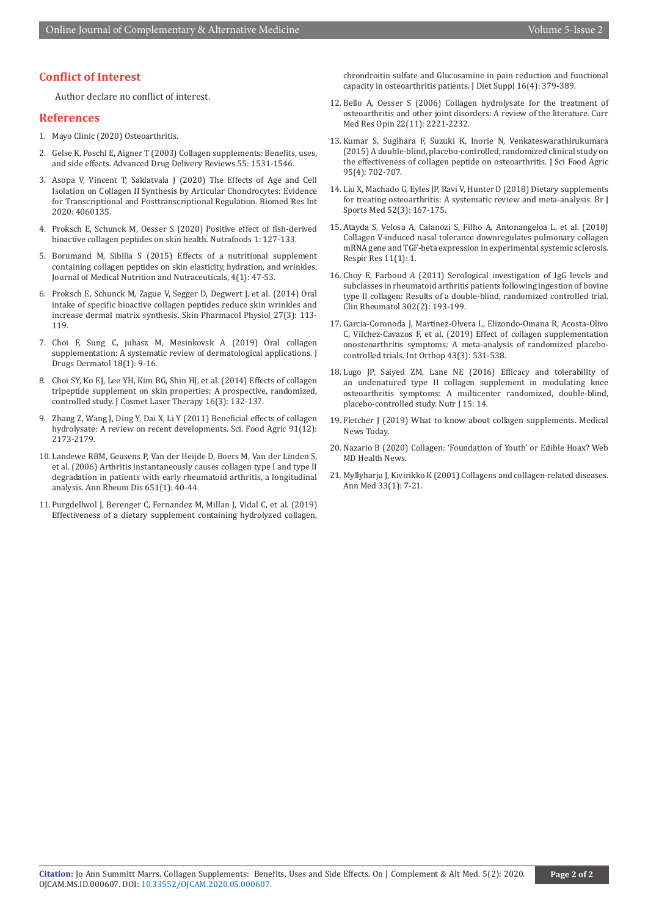## Conflict of Interest

Author declare no conflict of interest.

## References

1. Mayo Clinic (2020) Osteoarthritis.
2. Gelse K, Poschl E, Aigner T (2003) Collagen supplements: Benefits, uses, and side effects. Advanced Drug Delivery Reviews 55: 1531-1546.
3. Asopa V, Vincent T, Saklatvala J (2020) The Effects of Age and Cell Isolation on Collagen II Synthesis by Articular Chondrocytes: Evidence for Transcriptional and Posttranscriptional Regulation. Biomed Res Int 2020: 4060135.
4. Proksch E, Schunck M, Oesser S (2020) Positive effect of fish-derived bioactive collagen peptides on skin health. Nutrafoods 1: 127-133.
5. Borumand M, Sibilia S (2015) Effects of a nutritional supplement containing collagen peptides on skin elasticity, hydration, and wrinkles. Journal of Medical Nutrition and Nutraceuticals, 4(1): 47-53.
6. Proksch E, Schunck M, Zague V, Segger D, Degwert J, et al. (2014) Oral intake of specific bioactive collagen peptides reduce skin wrinkles and increase dermal matrix synthesis. Skin Pharmacol Physiol 27(3): 113-119.
7. Choi F, Sung C, juhasz M, Mesinkovsk A (2019) Oral collagen supplementation: A systematic review of dermatological applications. J Drugs Dermatol 18(1): 9-16.
8. Choi SY, Ko EJ, Lee YH, Kim BG, Shin HJ, et al. (2014) Effects of collagen tripeptide supplement on skin properties: A prospective, randomized, controlled study. J Cosmet Laser Therapy 16(3): 132-137.
9. Zhang Z, Wang J, Ding Y, Dai X, Li Y (2011) Beneficial effects of collagen hydrolysate: A review on recent developments. Sci. Food Agric 91(12): 2173-2179.
10. Landewe RBM, Geusens P, Van der Heijde D, Boers M, Van der Linden S, et al. (2006) Arthritis instantaneously causes collagen type I and type II degradation in patients with early rheumatoid arthritis, a longitudinal analysis. Ann Rheum Dis 651(1): 40-44.
11. Purgdellwol J, Berenger C, Fernandez M, Millan J, Vidal C, et al. (2019) Effectiveness of a dietary supplement containing hydrolyzed collagen, chrondroitin sulfate and Glucosamine in pain reduction and functional capacity in osteoarthritis patients. J Diet Suppl 16(4): 379-389.
12. Bello A, Oesser S (2006) Collagen hydrolysate for the treatment of osteoarthritis and other joint disorders: A review of the literature. Curr Med Res Opin 22(11): 2221-2232.
13. Kumar S, Sugihara F, Suzuki K, Inorie N, Venkateswarathirukumara (2015) A double-blind, placebo-controlled, randomized clinical study on the effectiveness of collagen peptide on osteoarthritis. J Sci Food Agric 95(4): 702-707.
14. Liu X, Machado G, Eyles JP, Ravi V, Hunter D (2018) Dietary supplements for treating osteoarthritis: A systematic review and meta-analysis. Br J Sports Med 52(3): 167-175.
15. Atayda S, Velosa A, Calanozi S, Filho A, Antonangeloa L, et al. (2010) Collagen V-induced nasal tolerance downregulates pulmonary collagen mRNA gene and TGF-beta expression in experimental systemic sclerosis. Respir Res 11(1): 1.
16. Choy E, Farboud A (2011) Serological investigation of IgG levels and subclasses in rheumatoid arthritis patients following ingestion of bovine type II collagen: Results of a double-blind, randomized controlled trial. Clin Rheumatol 302(2): 193-199.
17. Garcia-Coronoda J, Martinez-Olvera L, Elizondo-Omana R, Acosta-Olivo C, Vilchez-Cavazos F, et al. (2019) Effect of collagen supplementation onosteoarthritis symptoms: A meta-analysis of randomized placebo-controlled trials. Int Orthop 43(3): 531-538.
18. Lugo JP, Saiyed ZM, Lane NE (2016) Efficacy and tolerability of an undenatured type II collagen supplement in modulating knee osteoarthritis symptoms: A multicenter randomized, double-blind, placebo-controlled study. Nutr J 15: 14.
19. Fletcher J (2019) What to know about collagen supplements. Medical News Today.
20. Nazario B (2020) Collagen: 'Foundation of Youth' or Edible Hoax? Web MD Health News.
21. Myllyharju J, Kivirikko K (2001) Collagens and collagen-related diseases. Ann Med 33(1): 7-21.

**Citation:** Jo Ann Summitt Marrs. Collagen Supplements: Benefits, Uses and Side Effects. On J Complement & Alt Med. 5(2): 2020. OJCAM.MS.ID.000607. DOI: 10.33552/OJCAM.2020.05.000607.